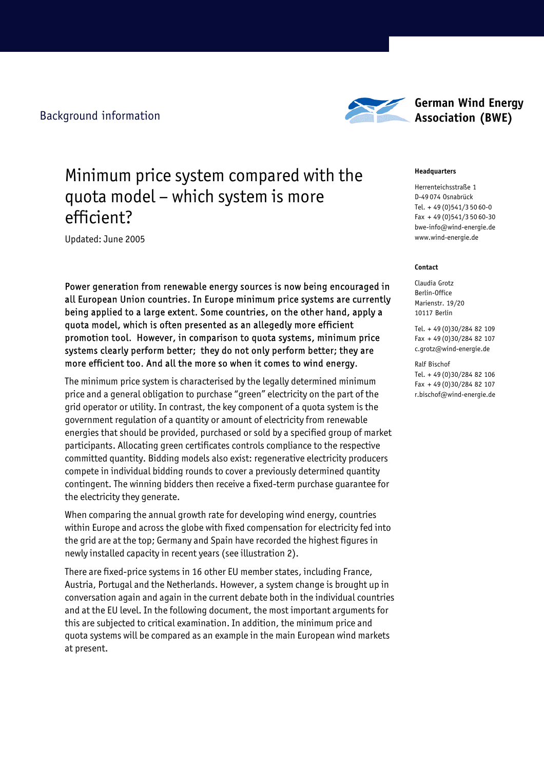Background information

German Wind Energy Association (BWE)

# Minimum price system compared with the quota model – which system is more efficient?

Updated: June 2005

**Headquarters**

Herrenteichsstraße 1
D-49 074 Osnabrück
Tel. + 49 (0)541/3 50 60-0
Fax + 49 (0)541/3 50 60-30
bwe-info@wind-energie.de
www.wind-energie.de

**Contact**

Claudia Grotz
Berlin-Office
Marienstr. 19/20
10117 Berlin

Tel. + 49 (0)30/284 82 109
Fax + 49 (0)30/284 82 107
c.grotz@wind-energie.de

Ralf Bischof
Tel. + 49 (0)30/284 82 106
Fax + 49 (0)30/284 82 107
r.bischof@wind-energie.de

Power generation from renewable energy sources is now being encouraged in all European Union countries. In Europe minimum price systems are currently being applied to a large extent. Some countries, on the other hand, apply a quota model, which is often presented as an allegedly more efficient promotion tool. However, in comparison to quota systems, minimum price systems clearly perform better; they do not only perform better; they are more efficient too. And all the more so when it comes to wind energy.

The minimum price system is characterised by the legally determined minimum price and a general obligation to purchase "green" electricity on the part of the grid operator or utility. In contrast, the key component of a quota system is the government regulation of a quantity or amount of electricity from renewable energies that should be provided, purchased or sold by a specified group of market participants. Allocating green certificates controls compliance to the respective committed quantity. Bidding models also exist: regenerative electricity producers compete in individual bidding rounds to cover a previously determined quantity contingent. The winning bidders then receive a fixed-term purchase guarantee for the electricity they generate.

When comparing the annual growth rate for developing wind energy, countries within Europe and across the globe with fixed compensation for electricity fed into the grid are at the top; Germany and Spain have recorded the highest figures in newly installed capacity in recent years (see illustration 2).

There are fixed-price systems in 16 other EU member states, including France, Austria, Portugal and the Netherlands. However, a system change is brought up in conversation again and again in the current debate both in the individual countries and at the EU level. In the following document, the most important arguments for this are subjected to critical examination. In addition, the minimum price and quota systems will be compared as an example in the main European wind markets at present.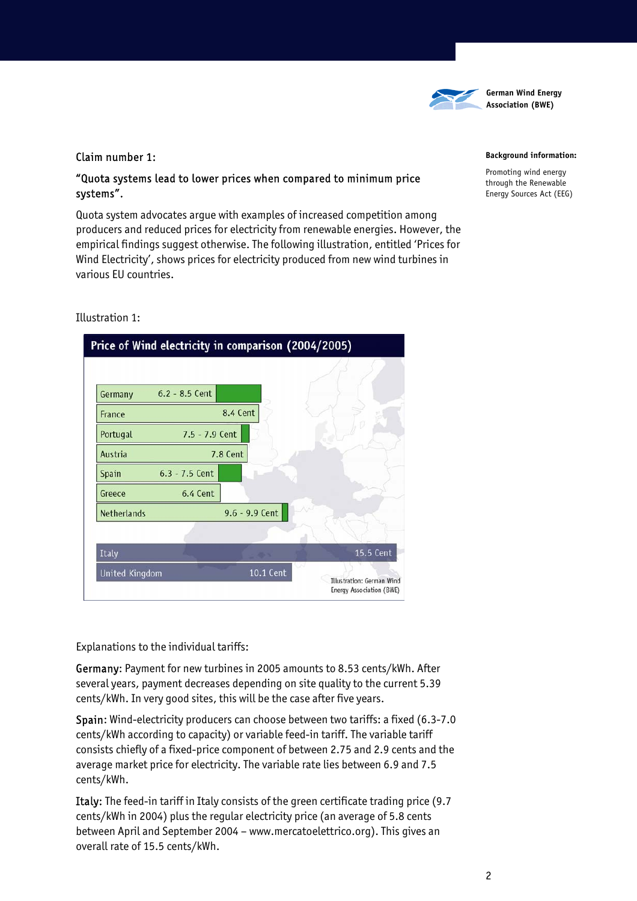German Wind Energy Association (BWE)

**Background information:**

Promoting wind energy through the Renewable Energy Sources Act (EEG)

Claim number 1:

"Quota systems lead to lower prices when compared to minimum price systems".

Quota system advocates argue with examples of increased competition among producers and reduced prices for electricity from renewable energies. However, the empirical findings suggest otherwise. The following illustration, entitled 'Prices for Wind Electricity', shows prices for electricity produced from new wind turbines in various EU countries.

Illustration 1:

**Price of Wind electricity in comparison (2004/2005)**

| Country | Price |
|---|---|
| Germany | 6.2 - 8.5 Cent |
| France | 8.4 Cent |
| Portugal | 7.5 - 7.9 Cent |
| Austria | 7.8 Cent |
| Spain | 6.3 - 7.5 Cent |
| Greece | 6.4 Cent |
| Netherlands | 9.6 - 9.9 Cent |
| Italy | 15.5 Cent |
| United Kingdom | 10.1 Cent |

Illustration: German Wind Energy Association (BWE)

Explanations to the individual tariffs:

Germany: Payment for new turbines in 2005 amounts to 8.53 cents/kWh. After several years, payment decreases depending on site quality to the current 5.39 cents/kWh. In very good sites, this will be the case after five years.

Spain: Wind-electricity producers can choose between two tariffs: a fixed (6.3-7.0 cents/kWh according to capacity) or variable feed-in tariff. The variable tariff consists chiefly of a fixed-price component of between 2.75 and 2.9 cents and the average market price for electricity. The variable rate lies between 6.9 and 7.5 cents/kWh.

Italy: The feed-in tariff in Italy consists of the green certificate trading price (9.7 cents/kWh in 2004) plus the regular electricity price (an average of 5.8 cents between April and September 2004 – www.mercatoelettrico.org). This gives an overall rate of 15.5 cents/kWh.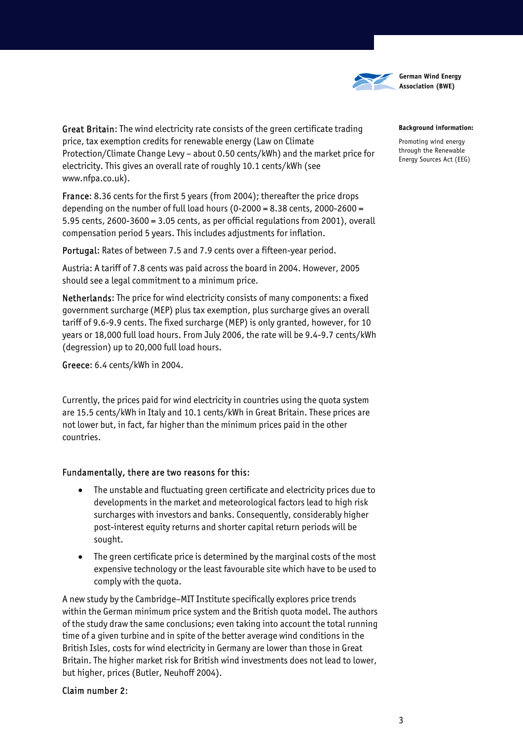Great Britain: The wind electricity rate consists of the green certificate trading price, tax exemption credits for renewable energy (Law on Climate Protection/Climate Change Levy – about 0.50 cents/kWh) and the market price for electricity. This gives an overall rate of roughly 10.1 cents/kWh (see www.nfpa.co.uk).

France: 8.36 cents for the first 5 years (from 2004); thereafter the price drops depending on the number of full load hours (0-2000 = 8.38 cents, 2000-2600 = 5.95 cents, 2600-3600 = 3.05 cents, as per official regulations from 2001), overall compensation period 5 years. This includes adjustments for inflation.

Portugal: Rates of between 7.5 and 7.9 cents over a fifteen-year period.

Austria: A tariff of 7.8 cents was paid across the board in 2004. However, 2005 should see a legal commitment to a minimum price.

Netherlands: The price for wind electricity consists of many components: a fixed government surcharge (MEP) plus tax exemption, plus surcharge gives an overall tariff of 9.6-9.9 cents. The fixed surcharge (MEP) is only granted, however, for 10 years or 18,000 full load hours. From July 2006, the rate will be 9.4-9.7 cents/kWh (degression) up to 20,000 full load hours.

Greece: 6.4 cents/kWh in 2004.

Currently, the prices paid for wind electricity in countries using the quota system are 15.5 cents/kWh in Italy and 10.1 cents/kWh in Great Britain. These prices are not lower but, in fact, far higher than the minimum prices paid in the other countries.

Fundamentally, there are two reasons for this:

- The unstable and fluctuating green certificate and electricity prices due to developments in the market and meteorological factors lead to high risk surcharges with investors and banks. Consequently, considerably higher post-interest equity returns and shorter capital return periods will be sought.
- The green certificate price is determined by the marginal costs of the most expensive technology or the least favourable site which have to be used to comply with the quota.

A new study by the Cambridge–MIT Institute specifically explores price trends within the German minimum price system and the British quota model. The authors of the study draw the same conclusions; even taking into account the total running time of a given turbine and in spite of the better average wind conditions in the British Isles, costs for wind electricity in Germany are lower than those in Great Britain. The higher market risk for British wind investments does not lead to lower, but higher, prices (Butler, Neuhoff 2004).

Claim number 2: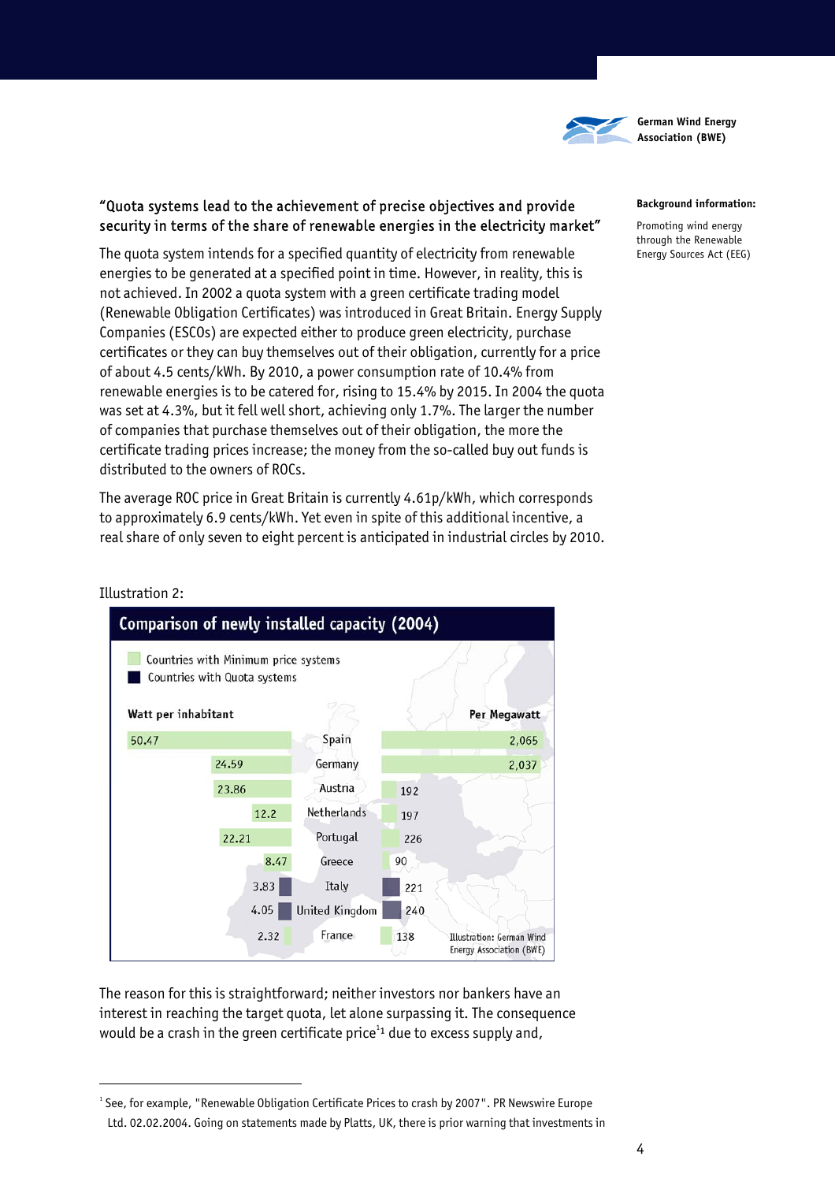**Background information:**

Promoting wind energy through the Renewable Energy Sources Act (EEG)

**"Quota systems lead to the achievement of precise objectives and provide security in terms of the share of renewable energies in the electricity market"**

The quota system intends for a specified quantity of electricity from renewable energies to be generated at a specified point in time. However, in reality, this is not achieved. In 2002 a quota system with a green certificate trading model (Renewable Obligation Certificates) was introduced in Great Britain. Energy Supply Companies (ESCOs) are expected either to produce green electricity, purchase certificates or they can buy themselves out of their obligation, currently for a price of about 4.5 cents/kWh. By 2010, a power consumption rate of 10.4% from renewable energies is to be catered for, rising to 15.4% by 2015. In 2004 the quota was set at 4.3%, but it fell well short, achieving only 1.7%. The larger the number of companies that purchase themselves out of their obligation, the more the certificate trading prices increase; the money from the so-called buy out funds is distributed to the owners of ROCs.

The average ROC price in Great Britain is currently 4.61p/kWh, which corresponds to approximately 6.9 cents/kWh. Yet even in spite of this additional incentive, a real share of only seven to eight percent is anticipated in industrial circles by 2010.

Illustration 2:

**Comparison of newly installed capacity (2004)**

Countries with Minimum price systems: Spain, Germany, Austria, Netherlands, Portugal, Greece, France
Countries with Quota systems: Italy, United Kingdom

| Watt per inhabitant | Country | Per Megawatt |
|---|---|---|
| 50.47 | Spain | 2,065 |
| 24.59 | Germany | 2,037 |
| 23.86 | Austria | 192 |
| 12.2 | Netherlands | 197 |
| 22.21 | Portugal | 226 |
| 8.47 | Greece | 90 |
| 3.83 | Italy | 221 |
| 4.05 | United Kingdom | 240 |
| 2.32 | France | 138 |

Illustration: German Wind Energy Association (BWE)

The reason for this is straightforward; neither investors nor bankers have an interest in reaching the target quota, let alone surpassing it. The consequence would be a crash in the green certificate price[1] due to excess supply and,

---

[1] See, for example, "Renewable Obligation Certificate Prices to crash by 2007". PR Newswire Europe Ltd. 02.02.2004. Going on statements made by Platts, UK, there is prior warning that investments in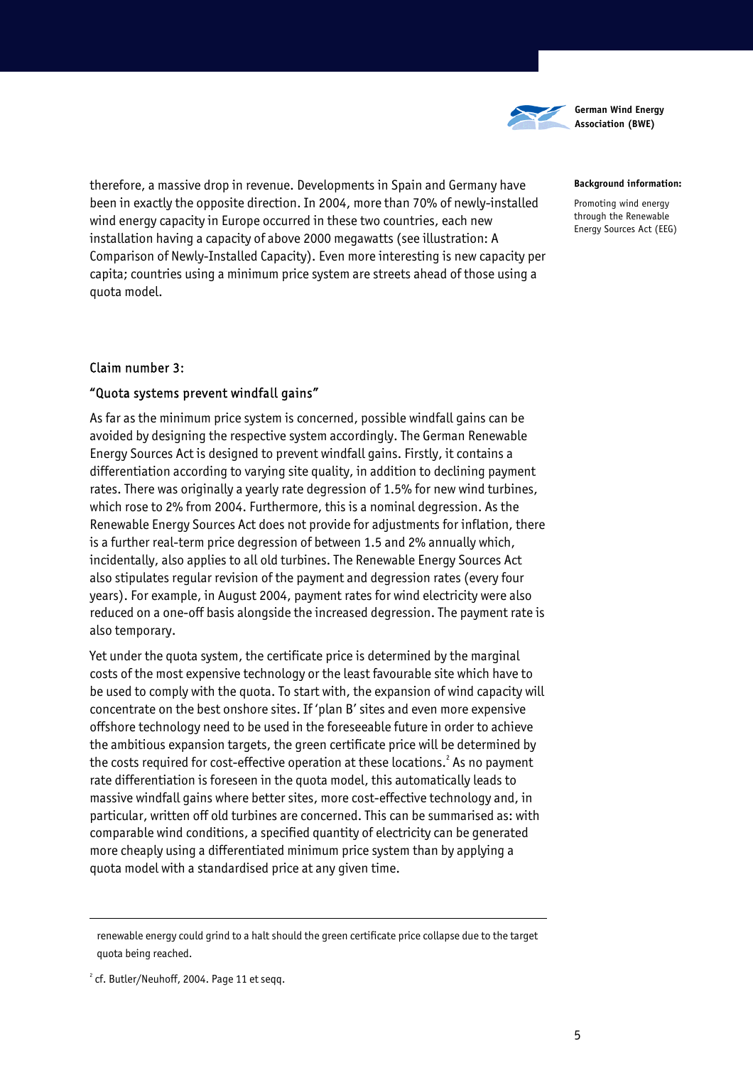therefore, a massive drop in revenue. Developments in Spain and Germany have been in exactly the opposite direction. In 2004, more than 70% of newly-installed wind energy capacity in Europe occurred in these two countries, each new installation having a capacity of above 2000 megawatts (see illustration: A Comparison of Newly-Installed Capacity). Even more interesting is new capacity per capita; countries using a minimum price system are streets ahead of those using a quota model.

### Claim number 3:

### "Quota systems prevent windfall gains"

As far as the minimum price system is concerned, possible windfall gains can be avoided by designing the respective system accordingly. The German Renewable Energy Sources Act is designed to prevent windfall gains. Firstly, it contains a differentiation according to varying site quality, in addition to declining payment rates. There was originally a yearly rate degression of 1.5% for new wind turbines, which rose to 2% from 2004. Furthermore, this is a nominal degression. As the Renewable Energy Sources Act does not provide for adjustments for inflation, there is a further real-term price degression of between 1.5 and 2% annually which, incidentally, also applies to all old turbines. The Renewable Energy Sources Act also stipulates regular revision of the payment and degression rates (every four years). For example, in August 2004, payment rates for wind electricity were also reduced on a one-off basis alongside the increased degression. The payment rate is also temporary.

Yet under the quota system, the certificate price is determined by the marginal costs of the most expensive technology or the least favourable site which have to be used to comply with the quota. To start with, the expansion of wind capacity will concentrate on the best onshore sites. If 'plan B' sites and even more expensive offshore technology need to be used in the foreseeable future in order to achieve the ambitious expansion targets, the green certificate price will be determined by the costs required for cost-effective operation at these locations.[2] As no payment rate differentiation is foreseen in the quota model, this automatically leads to massive windfall gains where better sites, more cost-effective technology and, in particular, written off old turbines are concerned. This can be summarised as: with comparable wind conditions, a specified quantity of electricity can be generated more cheaply using a differentiated minimum price system than by applying a quota model with a standardised price at any given time.

---

renewable energy could grind to a halt should the green certificate price collapse due to the target quota being reached.

[2] cf. Butler/Neuhoff, 2004. Page 11 et seqq.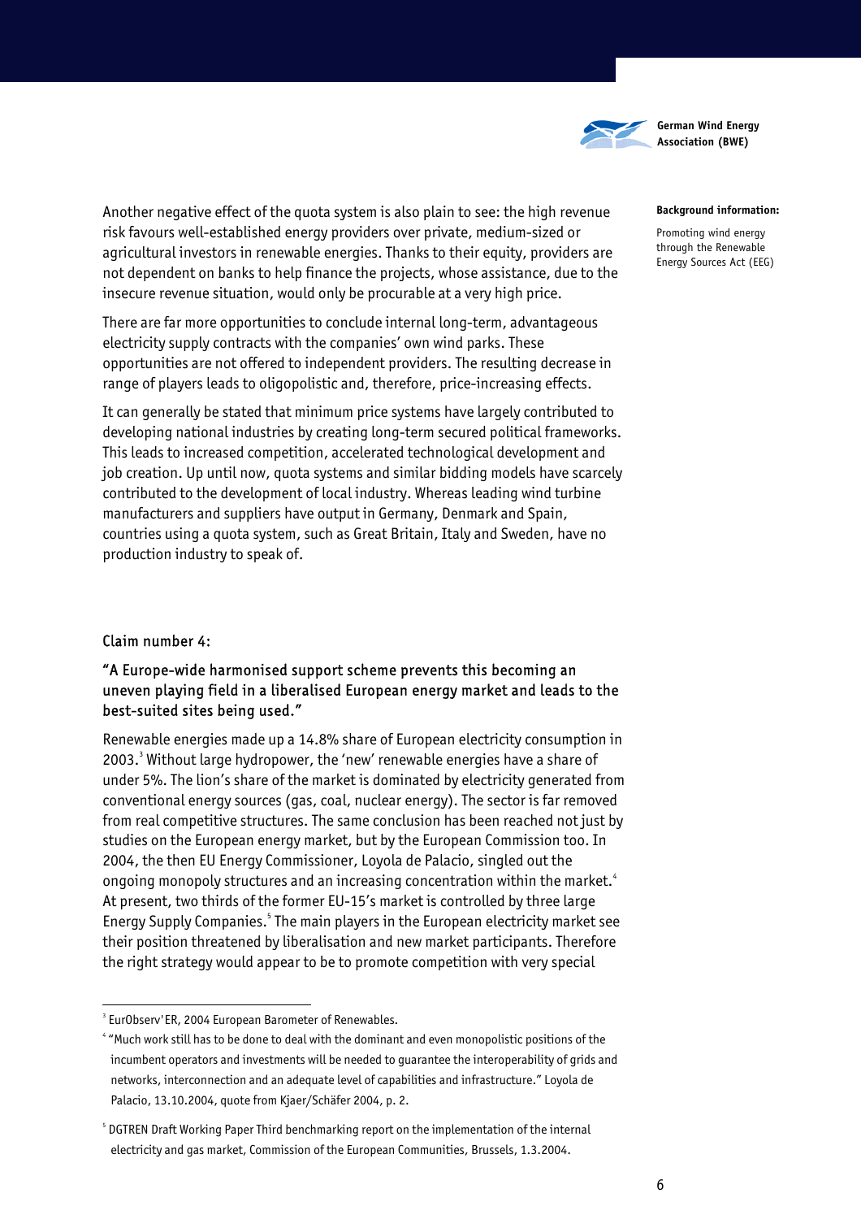Another negative effect of the quota system is also plain to see: the high revenue risk favours well-established energy providers over private, medium-sized or agricultural investors in renewable energies. Thanks to their equity, providers are not dependent on banks to help finance the projects, whose assistance, due to the insecure revenue situation, would only be procurable at a very high price.

There are far more opportunities to conclude internal long-term, advantageous electricity supply contracts with the companies' own wind parks. These opportunities are not offered to independent providers. The resulting decrease in range of players leads to oligopolistic and, therefore, price-increasing effects.

It can generally be stated that minimum price systems have largely contributed to developing national industries by creating long-term secured political frameworks. This leads to increased competition, accelerated technological development and job creation. Up until now, quota systems and similar bidding models have scarcely contributed to the development of local industry. Whereas leading wind turbine manufacturers and suppliers have output in Germany, Denmark and Spain, countries using a quota system, such as Great Britain, Italy and Sweden, have no production industry to speak of.

Claim number 4:

**"A Europe-wide harmonised support scheme prevents this becoming an uneven playing field in a liberalised European energy market and leads to the best-suited sites being used."**

Renewable energies made up a 14.8% share of European electricity consumption in 2003.[3] Without large hydropower, the 'new' renewable energies have a share of under 5%. The lion's share of the market is dominated by electricity generated from conventional energy sources (gas, coal, nuclear energy). The sector is far removed from real competitive structures. The same conclusion has been reached not just by studies on the European energy market, but by the European Commission too. In 2004, the then EU Energy Commissioner, Loyola de Palacio, singled out the ongoing monopoly structures and an increasing concentration within the market.[4] At present, two thirds of the former EU-15's market is controlled by three large Energy Supply Companies.[5] The main players in the European electricity market see their position threatened by liberalisation and new market participants. Therefore the right strategy would appear to be to promote competition with very special

---

[3] EurObserv'ER, 2004 European Barometer of Renewables.

[4] "Much work still has to be done to deal with the dominant and even monopolistic positions of the incumbent operators and investments will be needed to guarantee the interoperability of grids and networks, interconnection and an adequate level of capabilities and infrastructure." Loyola de Palacio, 13.10.2004, quote from Kjaer/Schäfer 2004, p. 2.

[5] DGTREN Draft Working Paper Third benchmarking report on the implementation of the internal electricity and gas market, Commission of the European Communities, Brussels, 1.3.2004.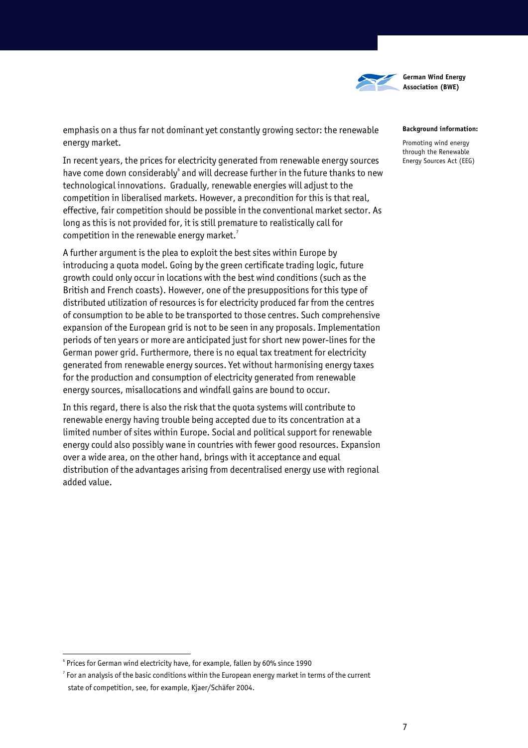emphasis on a thus far not dominant yet constantly growing sector: the renewable energy market.

In recent years, the prices for electricity generated from renewable energy sources have come down considerably[6] and will decrease further in the future thanks to new technological innovations. Gradually, renewable energies will adjust to the competition in liberalised markets. However, a precondition for this is that real, effective, fair competition should be possible in the conventional market sector. As long as this is not provided for, it is still premature to realistically call for competition in the renewable energy market.[7]

A further argument is the plea to exploit the best sites within Europe by introducing a quota model. Going by the green certificate trading logic, future growth could only occur in locations with the best wind conditions (such as the British and French coasts). However, one of the presuppositions for this type of distributed utilization of resources is for electricity produced far from the centres of consumption to be able to be transported to those centres. Such comprehensive expansion of the European grid is not to be seen in any proposals. Implementation periods of ten years or more are anticipated just for short new power-lines for the German power grid. Furthermore, there is no equal tax treatment for electricity generated from renewable energy sources. Yet without harmonising energy taxes for the production and consumption of electricity generated from renewable energy sources, misallocations and windfall gains are bound to occur.

In this regard, there is also the risk that the quota systems will contribute to renewable energy having trouble being accepted due to its concentration at a limited number of sites within Europe. Social and political support for renewable energy could also possibly wane in countries with fewer good resources. Expansion over a wide area, on the other hand, brings with it acceptance and equal distribution of the advantages arising from decentralised energy use with regional added value.

[6] Prices for German wind electricity have, for example, fallen by 60% since 1990

[7] For an analysis of the basic conditions within the European energy market in terms of the current state of competition, see, for example, Kjaer/Schäfer 2004.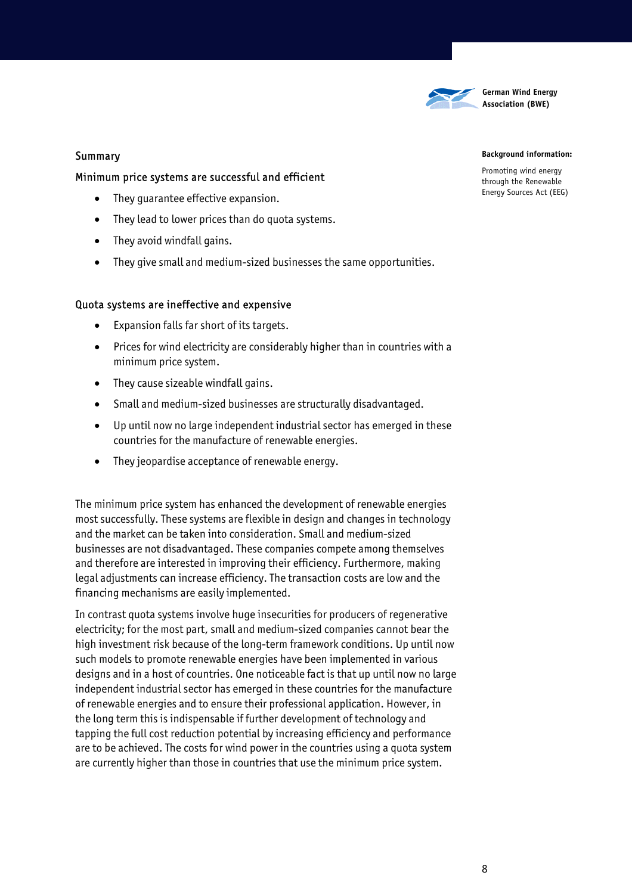## Summary

### Minimum price systems are successful and efficient

- They guarantee effective expansion.
- They lead to lower prices than do quota systems.
- They avoid windfall gains.
- They give small and medium-sized businesses the same opportunities.

### Quota systems are ineffective and expensive

- Expansion falls far short of its targets.
- Prices for wind electricity are considerably higher than in countries with a minimum price system.
- They cause sizeable windfall gains.
- Small and medium-sized businesses are structurally disadvantaged.
- Up until now no large independent industrial sector has emerged in these countries for the manufacture of renewable energies.
- They jeopardise acceptance of renewable energy.

The minimum price system has enhanced the development of renewable energies most successfully. These systems are flexible in design and changes in technology and the market can be taken into consideration. Small and medium-sized businesses are not disadvantaged. These companies compete among themselves and therefore are interested in improving their efficiency. Furthermore, making legal adjustments can increase efficiency. The transaction costs are low and the financing mechanisms are easily implemented.

In contrast quota systems involve huge insecurities for producers of regenerative electricity; for the most part, small and medium-sized companies cannot bear the high investment risk because of the long-term framework conditions. Up until now such models to promote renewable energies have been implemented in various designs and in a host of countries. One noticeable fact is that up until now no large independent industrial sector has emerged in these countries for the manufacture of renewable energies and to ensure their professional application. However, in the long term this is indispensable if further development of technology and tapping the full cost reduction potential by increasing efficiency and performance are to be achieved. The costs for wind power in the countries using a quota system are currently higher than those in countries that use the minimum price system.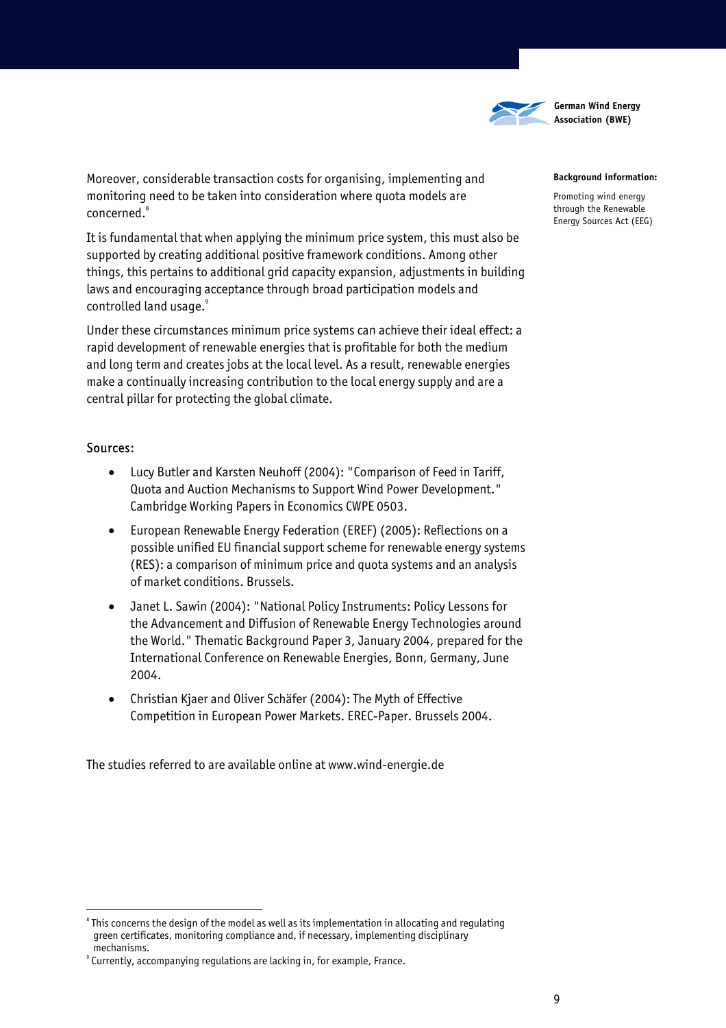Moreover, considerable transaction costs for organising, implementing and monitoring need to be taken into consideration where quota models are concerned.[8]

It is fundamental that when applying the minimum price system, this must also be supported by creating additional positive framework conditions. Among other things, this pertains to additional grid capacity expansion, adjustments in building laws and encouraging acceptance through broad participation models and controlled land usage.[9]

Under these circumstances minimum price systems can achieve their ideal effect: a rapid development of renewable energies that is profitable for both the medium and long term and creates jobs at the local level. As a result, renewable energies make a continually increasing contribution to the local energy supply and are a central pillar for protecting the global climate.

Sources:

- Lucy Butler and Karsten Neuhoff (2004): "Comparison of Feed in Tariff, Quota and Auction Mechanisms to Support Wind Power Development." Cambridge Working Papers in Economics CWPE 0503.
- European Renewable Energy Federation (EREF) (2005): Reflections on a possible unified EU financial support scheme for renewable energy systems (RES): a comparison of minimum price and quota systems and an analysis of market conditions. Brussels.
- Janet L. Sawin (2004): "National Policy Instruments: Policy Lessons for the Advancement and Diffusion of Renewable Energy Technologies around the World." Thematic Background Paper 3, January 2004, prepared for the International Conference on Renewable Energies, Bonn, Germany, June 2004.
- Christian Kjaer and Oliver Schäfer (2004): The Myth of Effective Competition in European Power Markets. EREC-Paper. Brussels 2004.

The studies referred to are available online at www.wind-energie.de

[8] This concerns the design of the model as well as its implementation in allocating and regulating green certificates, monitoring compliance and, if necessary, implementing disciplinary mechanisms.

[9] Currently, accompanying regulations are lacking in, for example, France.